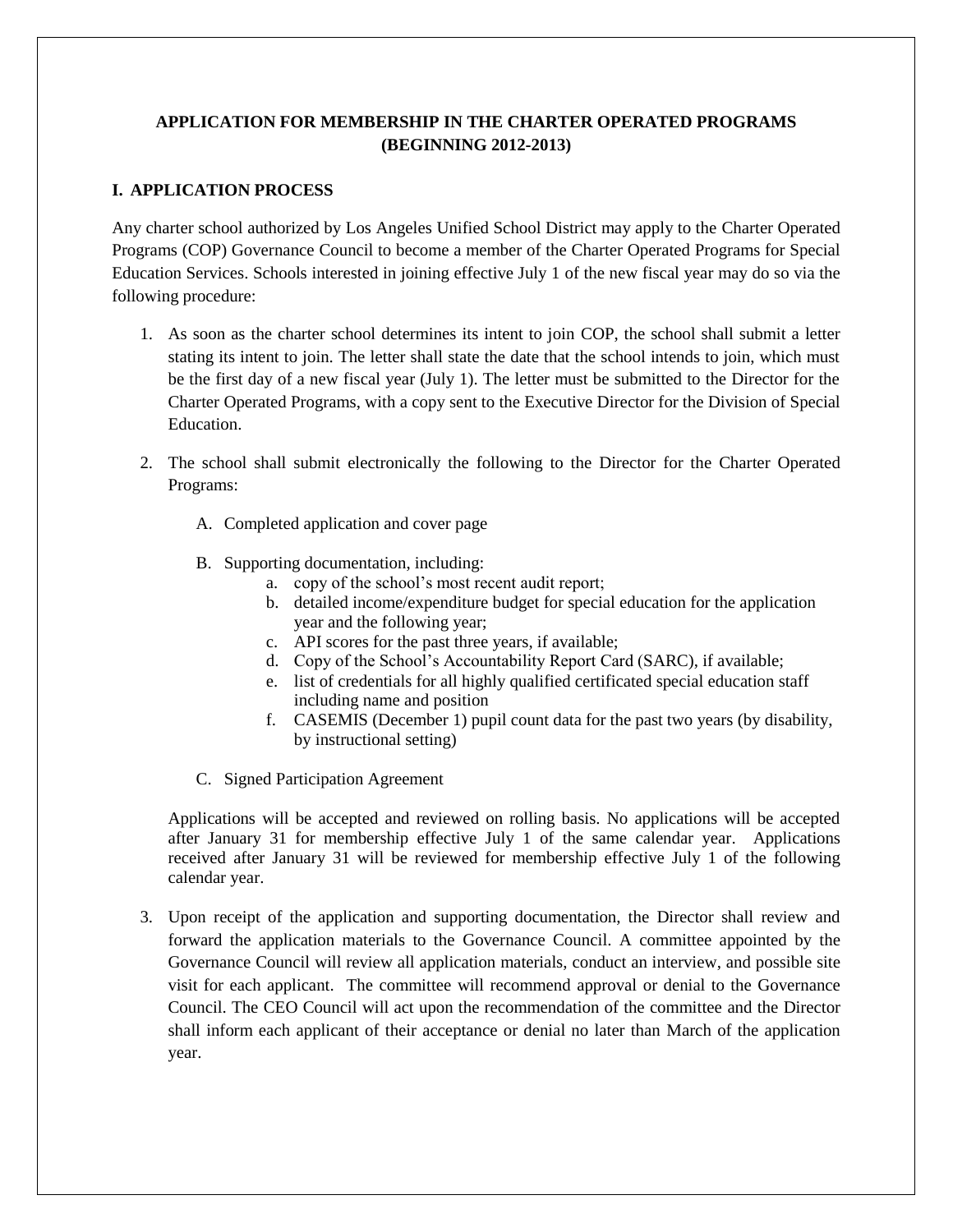# APPLICATION FOR MEMBERSHIP IN THE CHARTER OPERATED PROGRAMS (BEGINNING 2012-2013)

## I. APPLICATION PROCESS

Any charter school authorized by Los Angeles Unified School District may apply to the Charter Operated Programs (COP) Governance Council to become a member of the Charter Operated Programs for Special Education Services. Schools interested in joining effective July 1 of the new fiscal year may do so via the following procedure:

1. As soon as the charter school determines its intent to join COP, the school shall submit a letter stating its intent to join. The letter shall state the date that the school intends to join, which must be the first day of a new fiscal year (July 1). The letter must be submitted to the Director for the Charter Operated Programs, with a copy sent to the Executive Director for the Division of Special Education.

2. The school shall submit electronically the following to the Director for the Charter Operated Programs:

   A. Completed application and cover page

   B. Supporting documentation, including:
      a. copy of the school's most recent audit report;
      b. detailed income/expenditure budget for special education for the application year and the following year;
      c. API scores for the past three years, if available;
      d. Copy of the School's Accountability Report Card (SARC), if available;
      e. list of credentials for all highly qualified certificated special education staff including name and position
      f. CASEMIS (December 1) pupil count data for the past two years (by disability, by instructional setting)

   C. Signed Participation Agreement

   Applications will be accepted and reviewed on rolling basis. No applications will be accepted after January 31 for membership effective July 1 of the same calendar year. Applications received after January 31 will be reviewed for membership effective July 1 of the following calendar year.

3. Upon receipt of the application and supporting documentation, the Director shall review and forward the application materials to the Governance Council. A committee appointed by the Governance Council will review all application materials, conduct an interview, and possible site visit for each applicant. The committee will recommend approval or denial to the Governance Council. The CEO Council will act upon the recommendation of the committee and the Director shall inform each applicant of their acceptance or denial no later than March of the application year.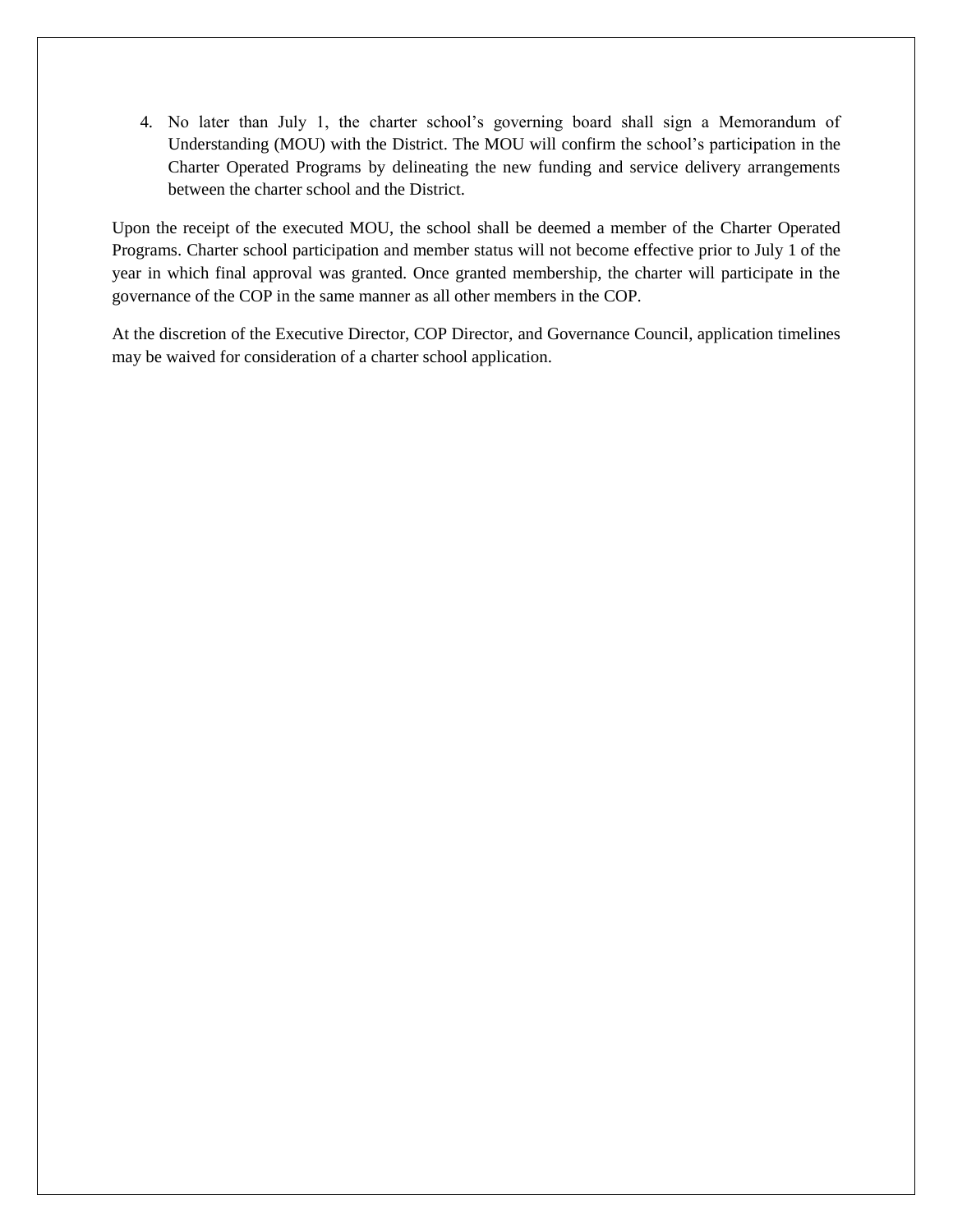4. No later than July 1, the charter school's governing board shall sign a Memorandum of Understanding (MOU) with the District. The MOU will confirm the school's participation in the Charter Operated Programs by delineating the new funding and service delivery arrangements between the charter school and the District.

Upon the receipt of the executed MOU, the school shall be deemed a member of the Charter Operated Programs. Charter school participation and member status will not become effective prior to July 1 of the year in which final approval was granted. Once granted membership, the charter will participate in the governance of the COP in the same manner as all other members in the COP.

At the discretion of the Executive Director, COP Director, and Governance Council, application timelines may be waived for consideration of a charter school application.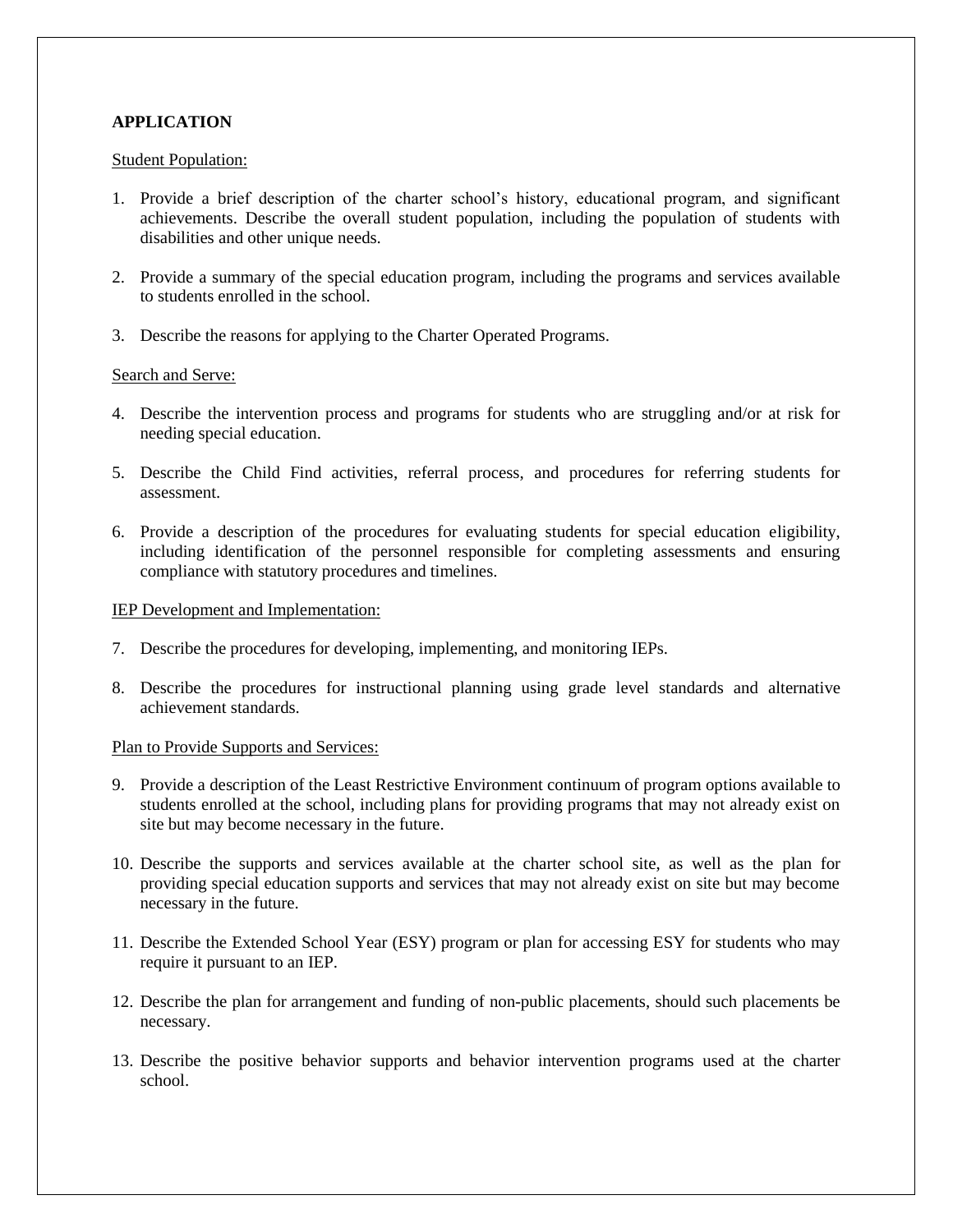**APPLICATION**

Student Population:

1. Provide a brief description of the charter school's history, educational program, and significant achievements. Describe the overall student population, including the population of students with disabilities and other unique needs.

2. Provide a summary of the special education program, including the programs and services available to students enrolled in the school.

3. Describe the reasons for applying to the Charter Operated Programs.

Search and Serve:

4. Describe the intervention process and programs for students who are struggling and/or at risk for needing special education.

5. Describe the Child Find activities, referral process, and procedures for referring students for assessment.

6. Provide a description of the procedures for evaluating students for special education eligibility, including identification of the personnel responsible for completing assessments and ensuring compliance with statutory procedures and timelines.

IEP Development and Implementation:

7. Describe the procedures for developing, implementing, and monitoring IEPs.

8. Describe the procedures for instructional planning using grade level standards and alternative achievement standards.

Plan to Provide Supports and Services:

9. Provide a description of the Least Restrictive Environment continuum of program options available to students enrolled at the school, including plans for providing programs that may not already exist on site but may become necessary in the future.

10. Describe the supports and services available at the charter school site, as well as the plan for providing special education supports and services that may not already exist on site but may become necessary in the future.

11. Describe the Extended School Year (ESY) program or plan for accessing ESY for students who may require it pursuant to an IEP.

12. Describe the plan for arrangement and funding of non-public placements, should such placements be necessary.

13. Describe the positive behavior supports and behavior intervention programs used at the charter school.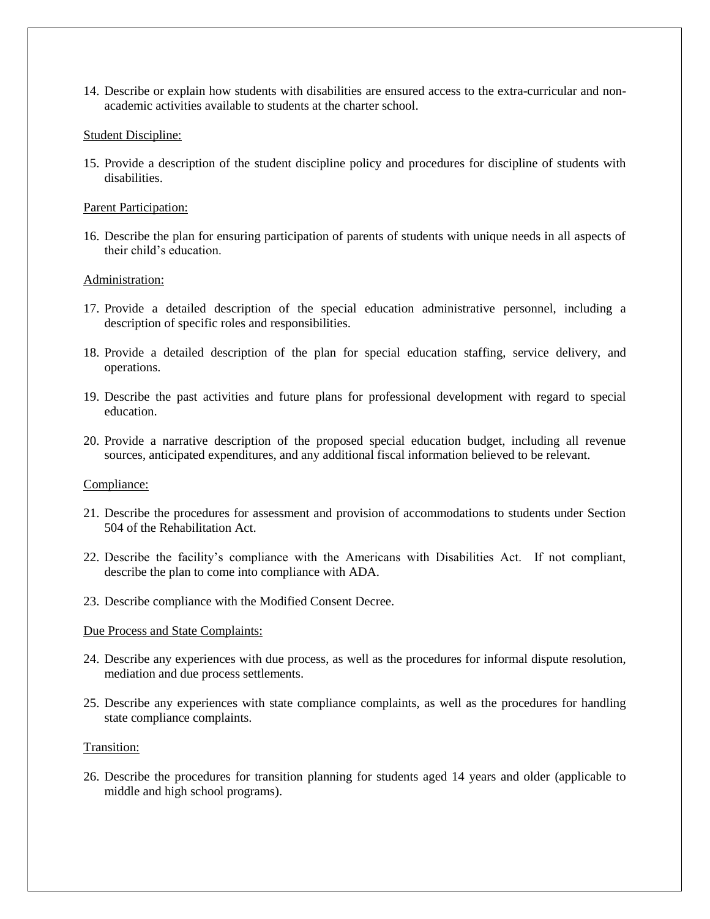14. Describe or explain how students with disabilities are ensured access to the extra-curricular and non-academic activities available to students at the charter school.

Student Discipline:

15. Provide a description of the student discipline policy and procedures for discipline of students with disabilities.

Parent Participation:

16. Describe the plan for ensuring participation of parents of students with unique needs in all aspects of their child's education.

Administration:

17. Provide a detailed description of the special education administrative personnel, including a description of specific roles and responsibilities.

18. Provide a detailed description of the plan for special education staffing, service delivery, and operations.

19. Describe the past activities and future plans for professional development with regard to special education.

20. Provide a narrative description of the proposed special education budget, including all revenue sources, anticipated expenditures, and any additional fiscal information believed to be relevant.

Compliance:

21. Describe the procedures for assessment and provision of accommodations to students under Section 504 of the Rehabilitation Act.

22. Describe the facility's compliance with the Americans with Disabilities Act. If not compliant, describe the plan to come into compliance with ADA.

23. Describe compliance with the Modified Consent Decree.

Due Process and State Complaints:

24. Describe any experiences with due process, as well as the procedures for informal dispute resolution, mediation and due process settlements.

25. Describe any experiences with state compliance complaints, as well as the procedures for handling state compliance complaints.

Transition:

26. Describe the procedures for transition planning for students aged 14 years and older (applicable to middle and high school programs).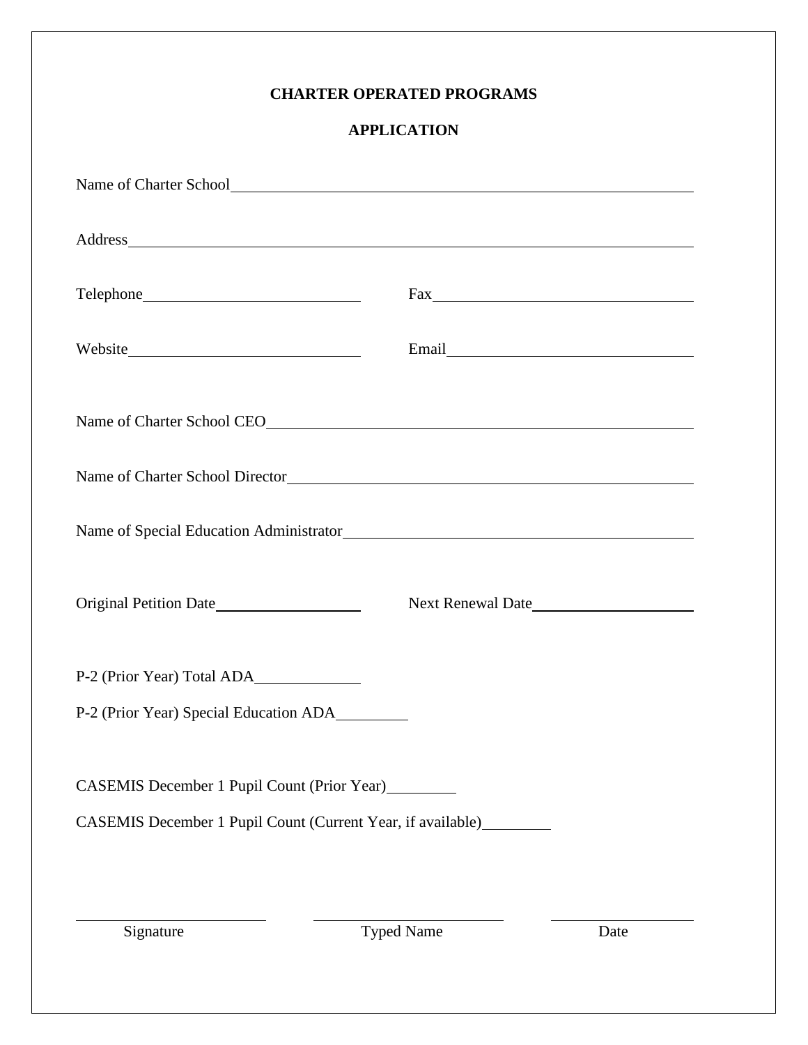**CHARTER OPERATED PROGRAMS**

**APPLICATION**

Name of Charter School\_\_\_\_\_\_\_\_\_\_\_\_\_\_\_\_\_\_\_\_\_\_\_\_\_\_\_\_\_\_\_\_\_\_\_\_\_\_\_\_\_\_\_\_

Address\_\_\_\_\_\_\_\_\_\_\_\_\_\_\_\_\_\_\_\_\_\_\_\_\_\_\_\_\_\_\_\_\_\_\_\_\_\_\_\_\_\_\_\_\_\_\_\_\_\_\_\_\_\_

Telephone\_\_\_\_\_\_\_\_\_\_\_\_\_\_\_\_\_\_\_\_\_\_\_\_ Fax\_\_\_\_\_\_\_\_\_\_\_\_\_\_\_\_\_\_\_\_\_\_\_\_\_\_

Website\_\_\_\_\_\_\_\_\_\_\_\_\_\_\_\_\_\_\_\_\_\_\_\_\_\_ Email\_\_\_\_\_\_\_\_\_\_\_\_\_\_\_\_\_\_\_\_\_\_\_\_\_

Name of Charter School CEO\_\_\_\_\_\_\_\_\_\_\_\_\_\_\_\_\_\_\_\_\_\_\_\_\_\_\_\_\_\_\_\_\_\_\_\_\_\_\_\_

Name of Charter School Director\_\_\_\_\_\_\_\_\_\_\_\_\_\_\_\_\_\_\_\_\_\_\_\_\_\_\_\_\_\_\_\_\_\_\_\_\_

Name of Special Education Administrator\_\_\_\_\_\_\_\_\_\_\_\_\_\_\_\_\_\_\_\_\_\_\_\_\_\_\_\_\_\_\_

Original Petition Date\_\_\_\_\_\_\_\_\_\_\_\_\_\_\_\_ Next Renewal Date\_\_\_\_\_\_\_\_\_\_\_\_\_\_\_\_\_\_

P-2 (Prior Year) Total ADA\_\_\_\_\_\_\_\_\_\_\_\_

P-2 (Prior Year) Special Education ADA\_\_\_\_\_\_\_\_

CASEMIS December 1 Pupil Count (Prior Year)\_\_\_\_\_\_\_\_

CASEMIS December 1 Pupil Count (Current Year, if available)\_\_\_\_\_\_\_\_

\_\_\_\_\_\_\_\_\_\_\_\_\_\_\_\_\_\_\_\_\_\_ \_\_\_\_\_\_\_\_\_\_\_\_\_\_\_\_\_\_\_\_\_\_ \_\_\_\_\_\_\_\_\_\_\_\_\_\_\_\_\_

Signature Typed Name Date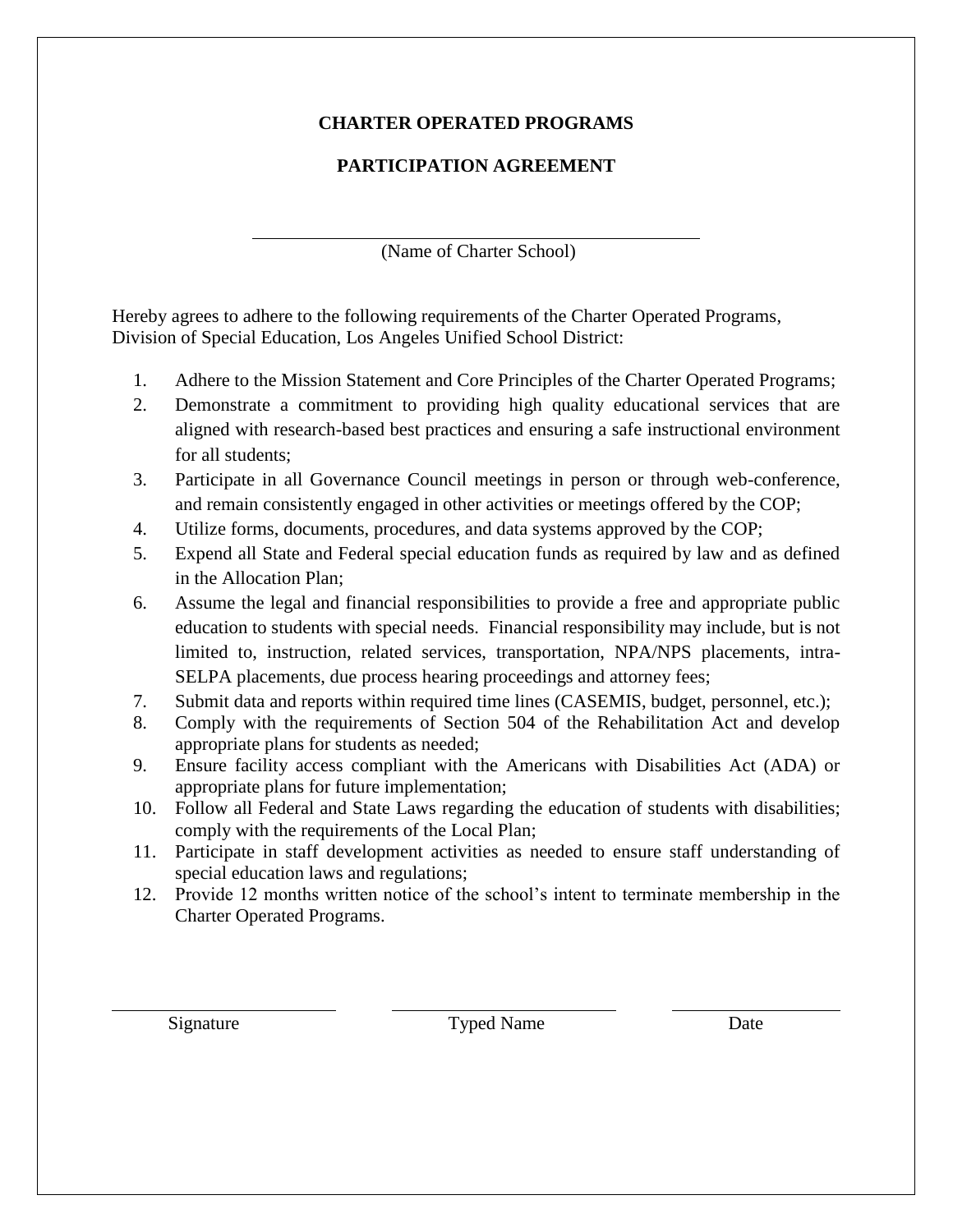**CHARTER OPERATED PROGRAMS**

**PARTICIPATION AGREEMENT**

\_\_\_\_\_\_\_\_\_\_\_\_\_\_\_\_\_\_\_\_\_\_\_\_\_\_\_\_\_\_\_\_\_\_\_\_\_\_\_\_

(Name of Charter School)

Hereby agrees to adhere to the following requirements of the Charter Operated Programs, Division of Special Education, Los Angeles Unified School District:

1. Adhere to the Mission Statement and Core Principles of the Charter Operated Programs;
2. Demonstrate a commitment to providing high quality educational services that are aligned with research-based best practices and ensuring a safe instructional environment for all students;
3. Participate in all Governance Council meetings in person or through web-conference, and remain consistently engaged in other activities or meetings offered by the COP;
4. Utilize forms, documents, procedures, and data systems approved by the COP;
5. Expend all State and Federal special education funds as required by law and as defined in the Allocation Plan;
6. Assume the legal and financial responsibilities to provide a free and appropriate public education to students with special needs. Financial responsibility may include, but is not limited to, instruction, related services, transportation, NPA/NPS placements, intra-SELPA placements, due process hearing proceedings and attorney fees;
7. Submit data and reports within required time lines (CASEMIS, budget, personnel, etc.);
8. Comply with the requirements of Section 504 of the Rehabilitation Act and develop appropriate plans for students as needed;
9. Ensure facility access compliant with the Americans with Disabilities Act (ADA) or appropriate plans for future implementation;
10. Follow all Federal and State Laws regarding the education of students with disabilities; comply with the requirements of the Local Plan;
11. Participate in staff development activities as needed to ensure staff understanding of special education laws and regulations;
12. Provide 12 months written notice of the school's intent to terminate membership in the Charter Operated Programs.

| | | |
|---|---|---|
| \_\_\_\_\_\_\_\_\_\_\_\_\_\_\_\_\_\_\_\_ | \_\_\_\_\_\_\_\_\_\_\_\_\_\_\_\_\_\_\_\_ | \_\_\_\_\_\_\_\_\_\_\_\_\_\_\_\_ |
| Signature | Typed Name | Date |